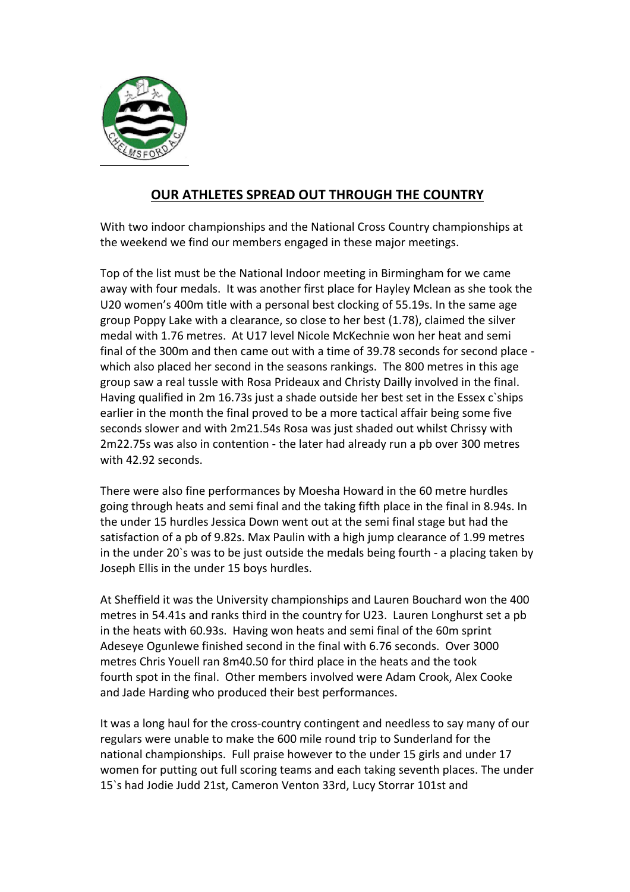## OUR ATHLETES SPREAD OUT THROUGH THE COUNTRY

With two indoor championships and the National Cross Country championships at the weekend we find our members engaged in these major meetings.

Top of the list must be the National Indoor meeting in Birmingham for we came away with four medals. It was another first place for Hayley Mclean as she took the U20 women's 400m title with a personal best clocking of 55.19s. In the same age group Poppy Lake with a clearance, so close to her best (1.78), claimed the silver medal with 1.76 metres. At U17 level Nicole McKechnie won her heat and semi final of the 300m and then came out with a time of 39.78 seconds for second place - which also placed her second in the seasons rankings. The 800 metres in this age group saw a real tussle with Rosa Prideaux and Christy Dailly involved in the final. Having qualified in 2m 16.73s just a shade outside her best set in the Essex c`ships earlier in the month the final proved to be a more tactical affair being some five seconds slower and with 2m21.54s Rosa was just shaded out whilst Chrissy with 2m22.75s was also in contention - the later had already run a pb over 300 metres with 42.92 seconds.

There were also fine performances by Moesha Howard in the 60 metre hurdles going through heats and semi final and the taking fifth place in the final in 8.94s. In the under 15 hurdles Jessica Down went out at the semi final stage but had the satisfaction of a pb of 9.82s. Max Paulin with a high jump clearance of 1.99 metres in the under 20`s was to be just outside the medals being fourth - a placing taken by Joseph Ellis in the under 15 boys hurdles.

At Sheffield it was the University championships and Lauren Bouchard won the 400 metres in 54.41s and ranks third in the country for U23. Lauren Longhurst set a pb in the heats with 60.93s. Having won heats and semi final of the 60m sprint Adeseye Ogunlewe finished second in the final with 6.76 seconds. Over 3000 metres Chris Youell ran 8m40.50 for third place in the heats and the took fourth spot in the final. Other members involved were Adam Crook, Alex Cooke and Jade Harding who produced their best performances.

It was a long haul for the cross-country contingent and needless to say many of our regulars were unable to make the 600 mile round trip to Sunderland for the national championships. Full praise however to the under 15 girls and under 17 women for putting out full scoring teams and each taking seventh places. The under 15`s had Jodie Judd 21st, Cameron Venton 33rd, Lucy Storrar 101st and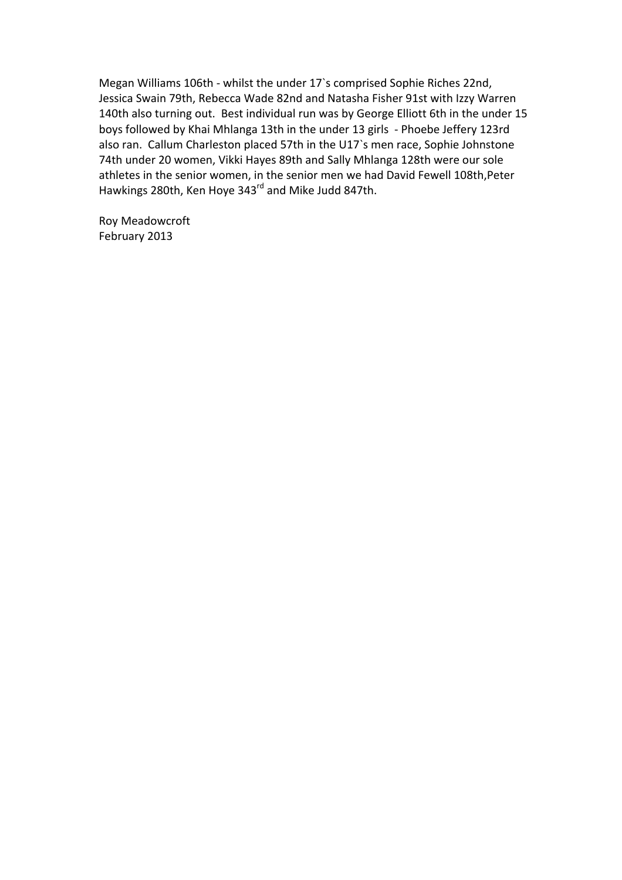Megan Williams 106th - whilst the under 17`s comprised Sophie Riches 22nd, Jessica Swain 79th, Rebecca Wade 82nd and Natasha Fisher 91st with Izzy Warren 140th also turning out. Best individual run was by George Elliott 6th in the under 15 boys followed by Khai Mhlanga 13th in the under 13 girls - Phoebe Jeffery 123rd also ran. Callum Charleston placed 57th in the U17`s men race, Sophie Johnstone 74th under 20 women, Vikki Hayes 89th and Sally Mhlanga 128th were our sole athletes in the senior women, in the senior men we had David Fewell 108th,Peter Hawkings 280th, Ken Hoye 343rd and Mike Judd 847th.

Roy Meadowcroft
February 2013